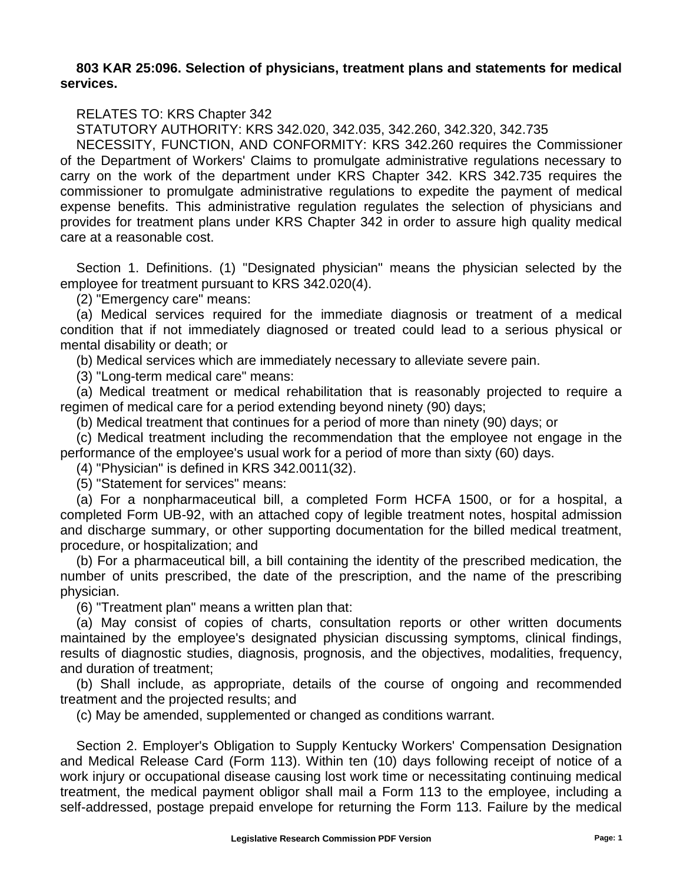**803 KAR 25:096. Selection of physicians, treatment plans and statements for medical services.**

RELATES TO: KRS Chapter 342

STATUTORY AUTHORITY: KRS 342.020, 342.035, 342.260, 342.320, 342.735

NECESSITY, FUNCTION, AND CONFORMITY: KRS 342.260 requires the Commissioner of the Department of Workers' Claims to promulgate administrative regulations necessary to carry on the work of the department under KRS Chapter 342. KRS 342.735 requires the commissioner to promulgate administrative regulations to expedite the payment of medical expense benefits. This administrative regulation regulates the selection of physicians and provides for treatment plans under KRS Chapter 342 in order to assure high quality medical care at a reasonable cost.

Section 1. Definitions. (1) "Designated physician" means the physician selected by the employee for treatment pursuant to KRS 342.020(4).

(2) "Emergency care" means:

(a) Medical services required for the immediate diagnosis or treatment of a medical condition that if not immediately diagnosed or treated could lead to a serious physical or mental disability or death; or

(b) Medical services which are immediately necessary to alleviate severe pain.

(3) "Long-term medical care" means:

(a) Medical treatment or medical rehabilitation that is reasonably projected to require a regimen of medical care for a period extending beyond ninety (90) days;

(b) Medical treatment that continues for a period of more than ninety (90) days; or

(c) Medical treatment including the recommendation that the employee not engage in the performance of the employee's usual work for a period of more than sixty (60) days.

(4) "Physician" is defined in KRS 342.0011(32).

(5) "Statement for services" means:

(a) For a nonpharmaceutical bill, a completed Form HCFA 1500, or for a hospital, a completed Form UB-92, with an attached copy of legible treatment notes, hospital admission and discharge summary, or other supporting documentation for the billed medical treatment, procedure, or hospitalization; and

(b) For a pharmaceutical bill, a bill containing the identity of the prescribed medication, the number of units prescribed, the date of the prescription, and the name of the prescribing physician.

(6) "Treatment plan" means a written plan that:

(a) May consist of copies of charts, consultation reports or other written documents maintained by the employee's designated physician discussing symptoms, clinical findings, results of diagnostic studies, diagnosis, prognosis, and the objectives, modalities, frequency, and duration of treatment;

(b) Shall include, as appropriate, details of the course of ongoing and recommended treatment and the projected results; and

(c) May be amended, supplemented or changed as conditions warrant.

Section 2. Employer's Obligation to Supply Kentucky Workers' Compensation Designation and Medical Release Card (Form 113). Within ten (10) days following receipt of notice of a work injury or occupational disease causing lost work time or necessitating continuing medical treatment, the medical payment obligor shall mail a Form 113 to the employee, including a self-addressed, postage prepaid envelope for returning the Form 113. Failure by the medical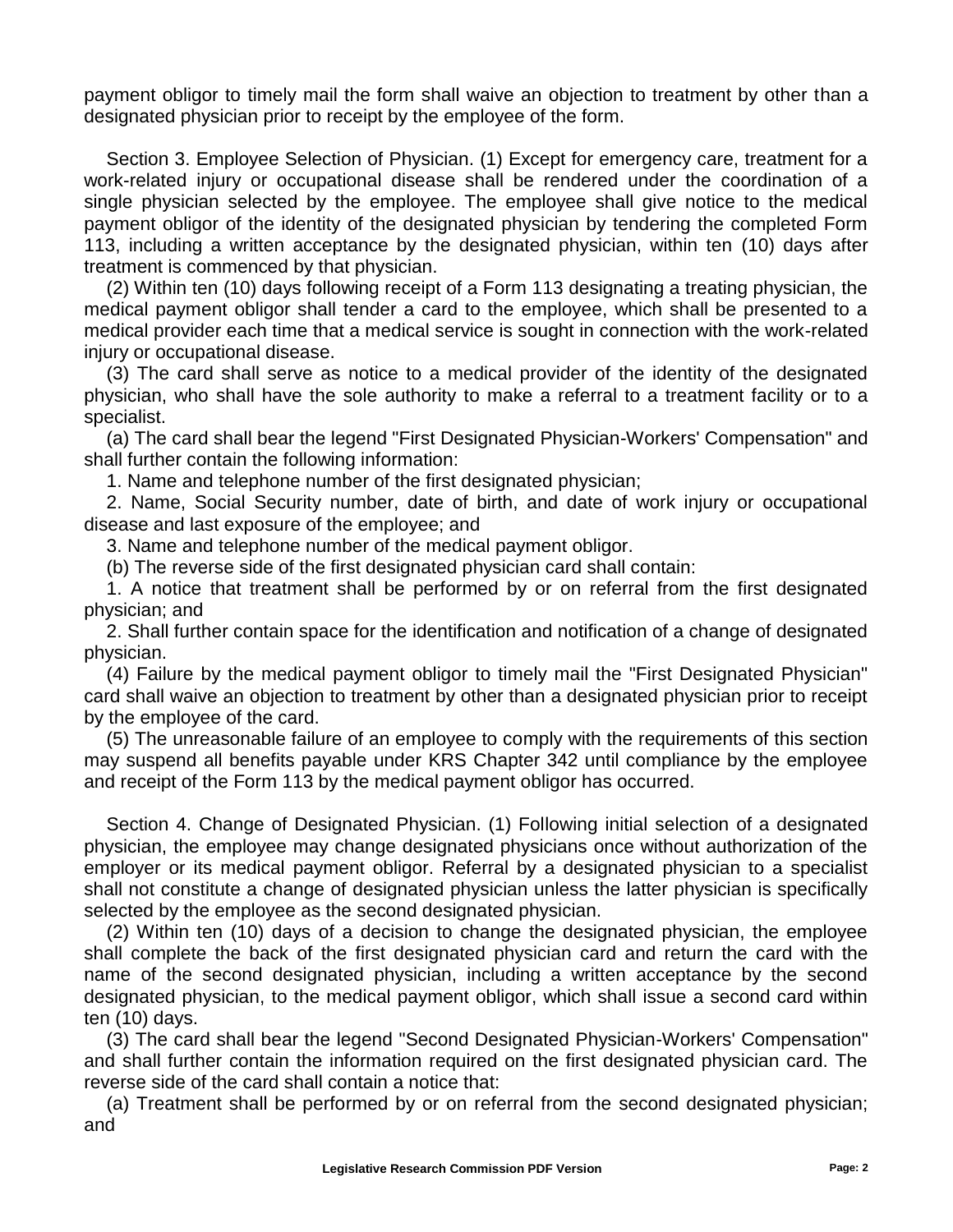payment obligor to timely mail the form shall waive an objection to treatment by other than a designated physician prior to receipt by the employee of the form.

Section 3. Employee Selection of Physician. (1) Except for emergency care, treatment for a work-related injury or occupational disease shall be rendered under the coordination of a single physician selected by the employee. The employee shall give notice to the medical payment obligor of the identity of the designated physician by tendering the completed Form 113, including a written acceptance by the designated physician, within ten (10) days after treatment is commenced by that physician.

(2) Within ten (10) days following receipt of a Form 113 designating a treating physician, the medical payment obligor shall tender a card to the employee, which shall be presented to a medical provider each time that a medical service is sought in connection with the work-related injury or occupational disease.

(3) The card shall serve as notice to a medical provider of the identity of the designated physician, who shall have the sole authority to make a referral to a treatment facility or to a specialist.

(a) The card shall bear the legend "First Designated Physician-Workers' Compensation" and shall further contain the following information:

1. Name and telephone number of the first designated physician;

2. Name, Social Security number, date of birth, and date of work injury or occupational disease and last exposure of the employee; and

3. Name and telephone number of the medical payment obligor.

(b) The reverse side of the first designated physician card shall contain:

1. A notice that treatment shall be performed by or on referral from the first designated physician; and

2. Shall further contain space for the identification and notification of a change of designated physician.

(4) Failure by the medical payment obligor to timely mail the "First Designated Physician" card shall waive an objection to treatment by other than a designated physician prior to receipt by the employee of the card.

(5) The unreasonable failure of an employee to comply with the requirements of this section may suspend all benefits payable under KRS Chapter 342 until compliance by the employee and receipt of the Form 113 by the medical payment obligor has occurred.

Section 4. Change of Designated Physician. (1) Following initial selection of a designated physician, the employee may change designated physicians once without authorization of the employer or its medical payment obligor. Referral by a designated physician to a specialist shall not constitute a change of designated physician unless the latter physician is specifically selected by the employee as the second designated physician.

(2) Within ten (10) days of a decision to change the designated physician, the employee shall complete the back of the first designated physician card and return the card with the name of the second designated physician, including a written acceptance by the second designated physician, to the medical payment obligor, which shall issue a second card within ten (10) days.

(3) The card shall bear the legend "Second Designated Physician-Workers' Compensation" and shall further contain the information required on the first designated physician card. The reverse side of the card shall contain a notice that:

(a) Treatment shall be performed by or on referral from the second designated physician; and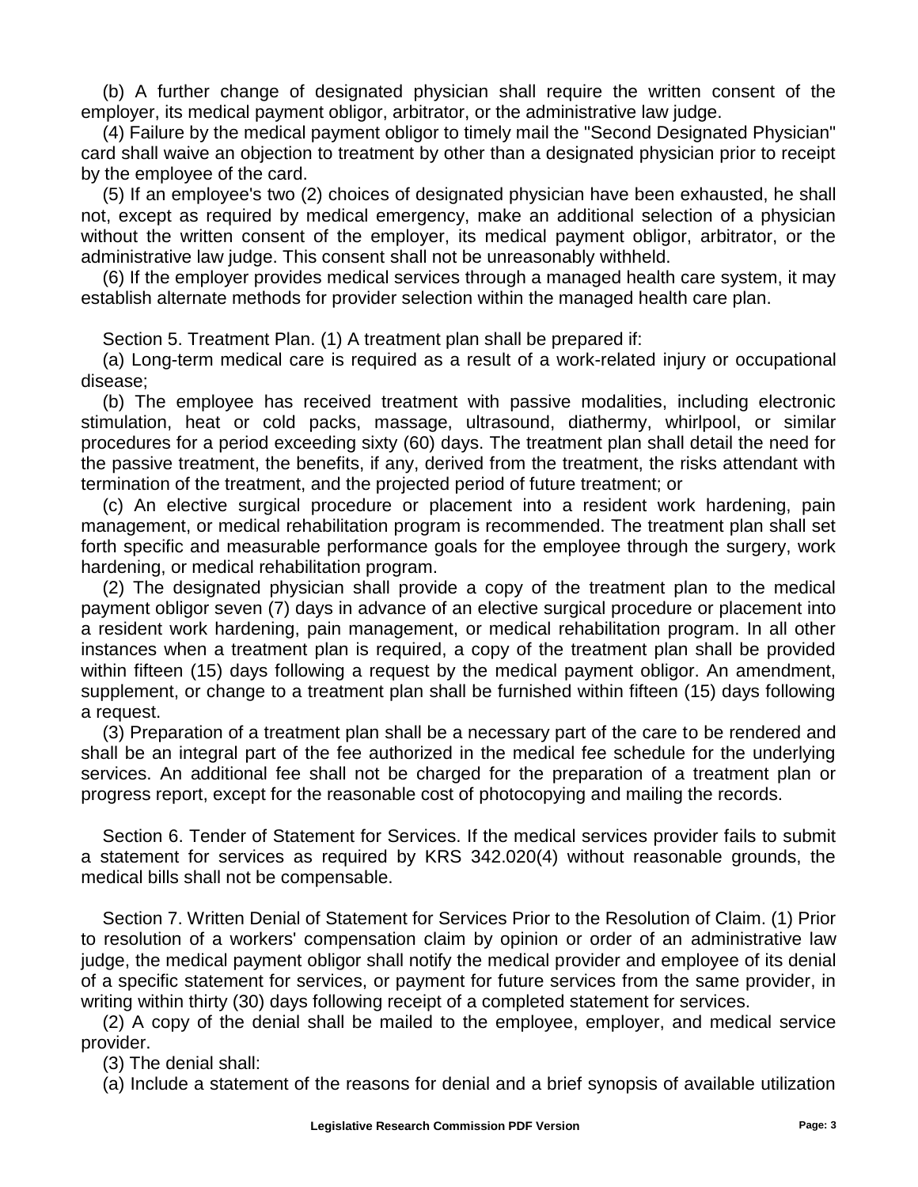(b) A further change of designated physician shall require the written consent of the employer, its medical payment obligor, arbitrator, or the administrative law judge.

(4) Failure by the medical payment obligor to timely mail the "Second Designated Physician" card shall waive an objection to treatment by other than a designated physician prior to receipt by the employee of the card.

(5) If an employee's two (2) choices of designated physician have been exhausted, he shall not, except as required by medical emergency, make an additional selection of a physician without the written consent of the employer, its medical payment obligor, arbitrator, or the administrative law judge. This consent shall not be unreasonably withheld.

(6) If the employer provides medical services through a managed health care system, it may establish alternate methods for provider selection within the managed health care plan.

Section 5. Treatment Plan. (1) A treatment plan shall be prepared if:

(a) Long-term medical care is required as a result of a work-related injury or occupational disease;

(b) The employee has received treatment with passive modalities, including electronic stimulation, heat or cold packs, massage, ultrasound, diathermy, whirlpool, or similar procedures for a period exceeding sixty (60) days. The treatment plan shall detail the need for the passive treatment, the benefits, if any, derived from the treatment, the risks attendant with termination of the treatment, and the projected period of future treatment; or

(c) An elective surgical procedure or placement into a resident work hardening, pain management, or medical rehabilitation program is recommended. The treatment plan shall set forth specific and measurable performance goals for the employee through the surgery, work hardening, or medical rehabilitation program.

(2) The designated physician shall provide a copy of the treatment plan to the medical payment obligor seven (7) days in advance of an elective surgical procedure or placement into a resident work hardening, pain management, or medical rehabilitation program. In all other instances when a treatment plan is required, a copy of the treatment plan shall be provided within fifteen (15) days following a request by the medical payment obligor. An amendment, supplement, or change to a treatment plan shall be furnished within fifteen (15) days following a request.

(3) Preparation of a treatment plan shall be a necessary part of the care to be rendered and shall be an integral part of the fee authorized in the medical fee schedule for the underlying services. An additional fee shall not be charged for the preparation of a treatment plan or progress report, except for the reasonable cost of photocopying and mailing the records.

Section 6. Tender of Statement for Services. If the medical services provider fails to submit a statement for services as required by KRS 342.020(4) without reasonable grounds, the medical bills shall not be compensable.

Section 7. Written Denial of Statement for Services Prior to the Resolution of Claim. (1) Prior to resolution of a workers' compensation claim by opinion or order of an administrative law judge, the medical payment obligor shall notify the medical provider and employee of its denial of a specific statement for services, or payment for future services from the same provider, in writing within thirty (30) days following receipt of a completed statement for services.

(2) A copy of the denial shall be mailed to the employee, employer, and medical service provider.

(3) The denial shall:

(a) Include a statement of the reasons for denial and a brief synopsis of available utilization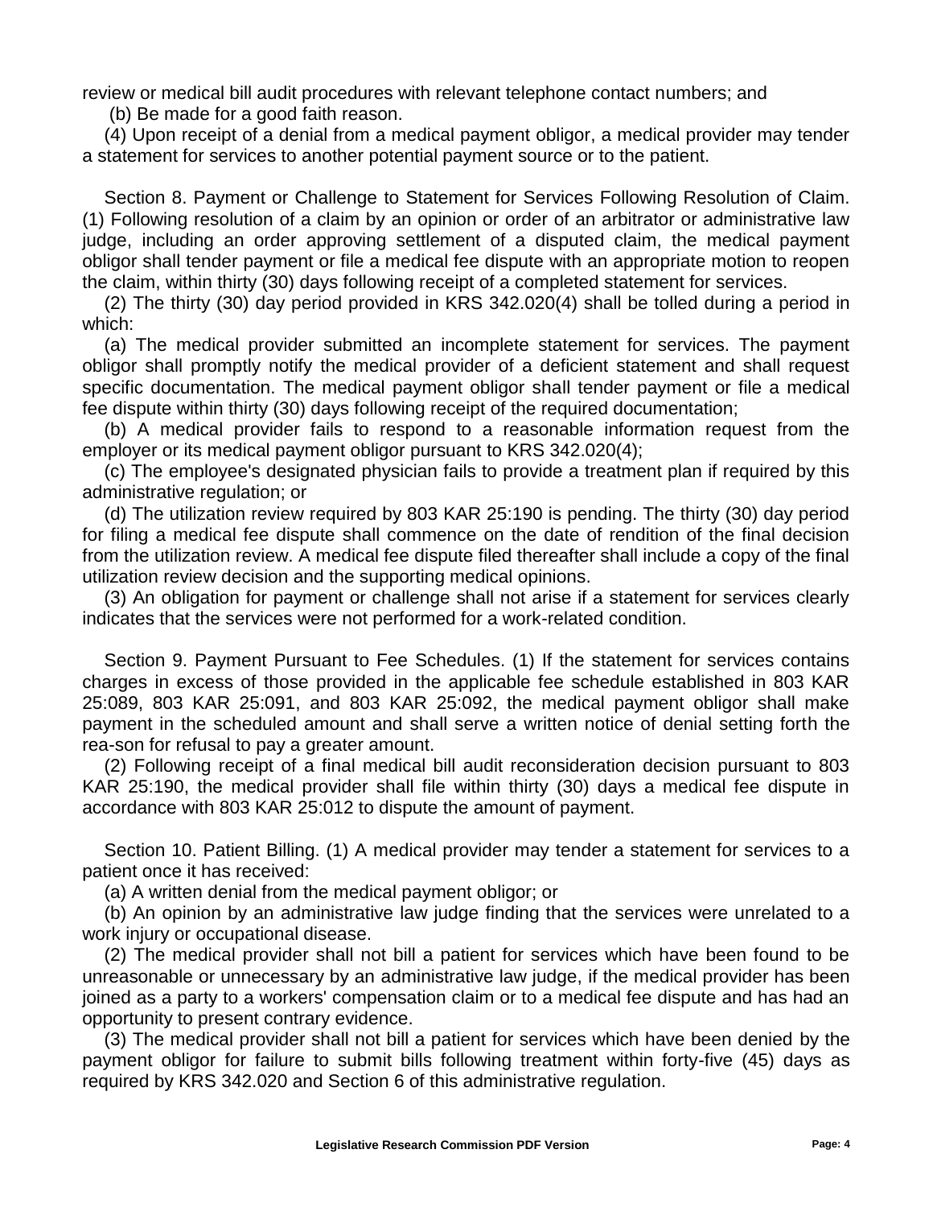review or medical bill audit procedures with relevant telephone contact numbers; and

(b) Be made for a good faith reason.

(4) Upon receipt of a denial from a medical payment obligor, a medical provider may tender a statement for services to another potential payment source or to the patient.

Section 8. Payment or Challenge to Statement for Services Following Resolution of Claim. (1) Following resolution of a claim by an opinion or order of an arbitrator or administrative law judge, including an order approving settlement of a disputed claim, the medical payment obligor shall tender payment or file a medical fee dispute with an appropriate motion to reopen the claim, within thirty (30) days following receipt of a completed statement for services.

(2) The thirty (30) day period provided in KRS 342.020(4) shall be tolled during a period in which:

(a) The medical provider submitted an incomplete statement for services. The payment obligor shall promptly notify the medical provider of a deficient statement and shall request specific documentation. The medical payment obligor shall tender payment or file a medical fee dispute within thirty (30) days following receipt of the required documentation;

(b) A medical provider fails to respond to a reasonable information request from the employer or its medical payment obligor pursuant to KRS 342.020(4);

(c) The employee's designated physician fails to provide a treatment plan if required by this administrative regulation; or

(d) The utilization review required by 803 KAR 25:190 is pending. The thirty (30) day period for filing a medical fee dispute shall commence on the date of rendition of the final decision from the utilization review. A medical fee dispute filed thereafter shall include a copy of the final utilization review decision and the supporting medical opinions.

(3) An obligation for payment or challenge shall not arise if a statement for services clearly indicates that the services were not performed for a work-related condition.

Section 9. Payment Pursuant to Fee Schedules. (1) If the statement for services contains charges in excess of those provided in the applicable fee schedule established in 803 KAR 25:089, 803 KAR 25:091, and 803 KAR 25:092, the medical payment obligor shall make payment in the scheduled amount and shall serve a written notice of denial setting forth the rea-son for refusal to pay a greater amount.

(2) Following receipt of a final medical bill audit reconsideration decision pursuant to 803 KAR 25:190, the medical provider shall file within thirty (30) days a medical fee dispute in accordance with 803 KAR 25:012 to dispute the amount of payment.

Section 10. Patient Billing. (1) A medical provider may tender a statement for services to a patient once it has received:

(a) A written denial from the medical payment obligor; or

(b) An opinion by an administrative law judge finding that the services were unrelated to a work injury or occupational disease.

(2) The medical provider shall not bill a patient for services which have been found to be unreasonable or unnecessary by an administrative law judge, if the medical provider has been joined as a party to a workers' compensation claim or to a medical fee dispute and has had an opportunity to present contrary evidence.

(3) The medical provider shall not bill a patient for services which have been denied by the payment obligor for failure to submit bills following treatment within forty-five (45) days as required by KRS 342.020 and Section 6 of this administrative regulation.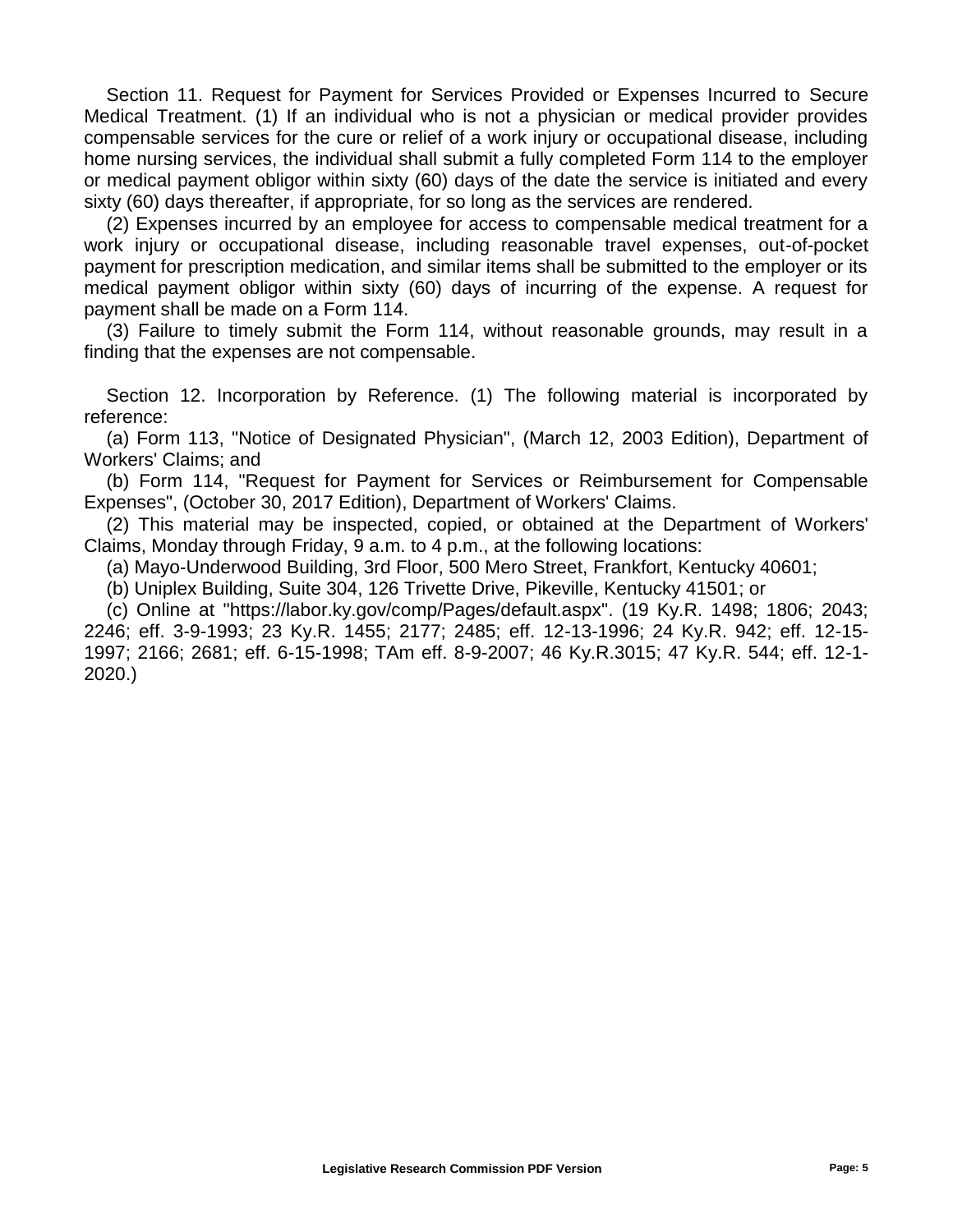Section 11. Request for Payment for Services Provided or Expenses Incurred to Secure Medical Treatment. (1) If an individual who is not a physician or medical provider provides compensable services for the cure or relief of a work injury or occupational disease, including home nursing services, the individual shall submit a fully completed Form 114 to the employer or medical payment obligor within sixty (60) days of the date the service is initiated and every sixty (60) days thereafter, if appropriate, for so long as the services are rendered.

(2) Expenses incurred by an employee for access to compensable medical treatment for a work injury or occupational disease, including reasonable travel expenses, out-of-pocket payment for prescription medication, and similar items shall be submitted to the employer or its medical payment obligor within sixty (60) days of incurring of the expense. A request for payment shall be made on a Form 114.

(3) Failure to timely submit the Form 114, without reasonable grounds, may result in a finding that the expenses are not compensable.

Section 12. Incorporation by Reference. (1) The following material is incorporated by reference:

(a) Form 113, "Notice of Designated Physician", (March 12, 2003 Edition), Department of Workers' Claims; and

(b) Form 114, "Request for Payment for Services or Reimbursement for Compensable Expenses", (October 30, 2017 Edition), Department of Workers' Claims.

(2) This material may be inspected, copied, or obtained at the Department of Workers' Claims, Monday through Friday, 9 a.m. to 4 p.m., at the following locations:

(a) Mayo-Underwood Building, 3rd Floor, 500 Mero Street, Frankfort, Kentucky 40601;

(b) Uniplex Building, Suite 304, 126 Trivette Drive, Pikeville, Kentucky 41501; or

(c) Online at "https://labor.ky.gov/comp/Pages/default.aspx". (19 Ky.R. 1498; 1806; 2043; 2246; eff. 3-9-1993; 23 Ky.R. 1455; 2177; 2485; eff. 12-13-1996; 24 Ky.R. 942; eff. 12-15-1997; 2166; 2681; eff. 6-15-1998; TAm eff. 8-9-2007; 46 Ky.R.3015; 47 Ky.R. 544; eff. 12-1-2020.)